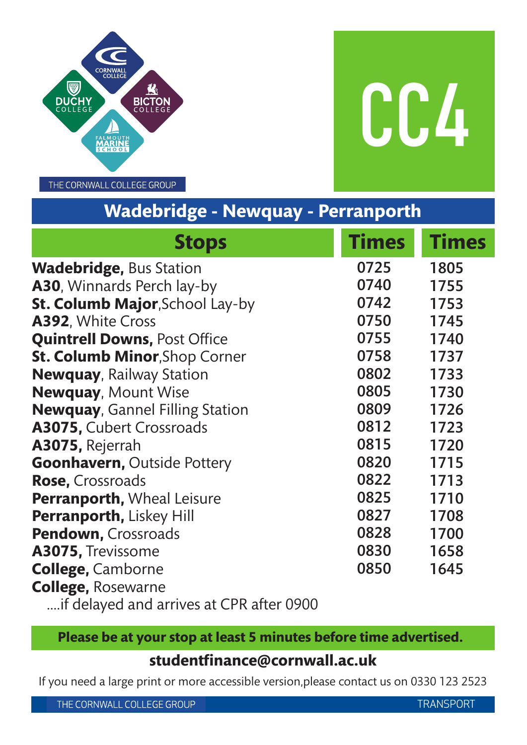THE CORNWALL COLLEGE GROUP

# CC4

## Wadebridge - Newquay - Perranporth

| Stops | Times | Times |
|---|---|---|
| **Wadebridge,** Bus Station | 0725 | 1805 |
| **A30**, Winnards Perch lay-by | 0740 | 1755 |
| **St. Columb Major**,School Lay-by | 0742 | 1753 |
| **A392**, White Cross | 0750 | 1745 |
| **Quintrell Downs,** Post Office | 0755 | 1740 |
| **St. Columb Minor**,Shop Corner | 0758 | 1737 |
| **Newquay**, Railway Station | 0802 | 1733 |
| **Newquay**, Mount Wise | 0805 | 1730 |
| **Newquay**, Gannel Filling Station | 0809 | 1726 |
| **A3075,** Cubert Crossroads | 0812 | 1723 |
| **A3075,** Rejerrah | 0815 | 1720 |
| **Goonhaven,** Outside Pottery | 0820 | 1715 |
| **Rose,** Crossroads | 0822 | 1713 |
| **Perranporth,** Wheal Leisure | 0825 | 1710 |
| **Perranporth,** Liskey Hill | 0827 | 1708 |
| **Pendown,** Crossroads | 0828 | 1700 |
| **A3075,** Trevissome | 0830 | 1658 |
| **College,** Camborne | 0850 | 1645 |
| **College,** Rosewarne ....if delayed and arrives at CPR after 0900 | | |

**Please be at your stop at least 5 minutes before time advertised.**

**studentfinance@cornwall.ac.uk**

If you need a large print or more accessible version,please contact us on 0330 123 2523

THE CORNWALL COLLEGE GROUP TRANSPORT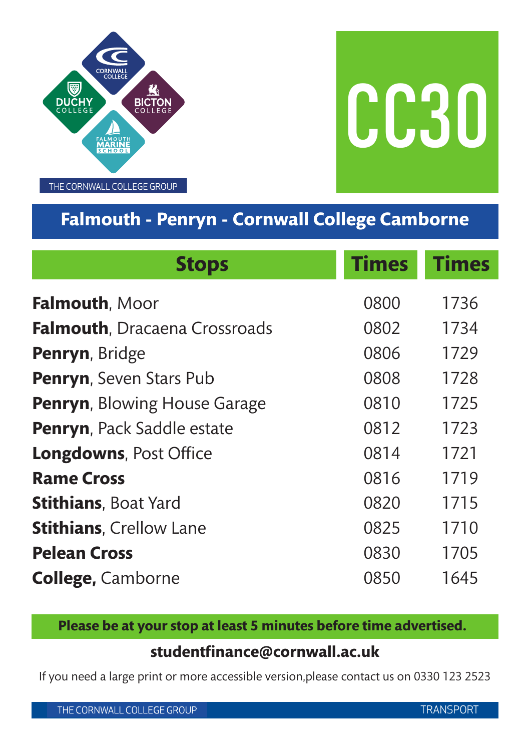THE CORNWALL COLLEGE GROUP

# CC30

## Falmouth - Penryn - Cornwall College Camborne

| Stops | Times | Times |
|---|---|---|
| **Falmouth**, Moor | 0800 | 1736 |
| **Falmouth**, Dracaena Crossroads | 0802 | 1734 |
| **Penryn**, Bridge | 0806 | 1729 |
| **Penryn**, Seven Stars Pub | 0808 | 1728 |
| **Penryn**, Blowing House Garage | 0810 | 1725 |
| **Penryn**, Pack Saddle estate | 0812 | 1723 |
| **Longdowns**, Post Office | 0814 | 1721 |
| **Rame Cross** | 0816 | 1719 |
| **Stithians**, Boat Yard | 0820 | 1715 |
| **Stithians**, Crellow Lane | 0825 | 1710 |
| **Pelean Cross** | 0830 | 1705 |
| **College,** Camborne | 0850 | 1645 |

**Please be at your stop at least 5 minutes before time advertised.**

**studentfinance@cornwall.ac.uk**

If you need a large print or more accessible version,please contact us on 0330 123 2523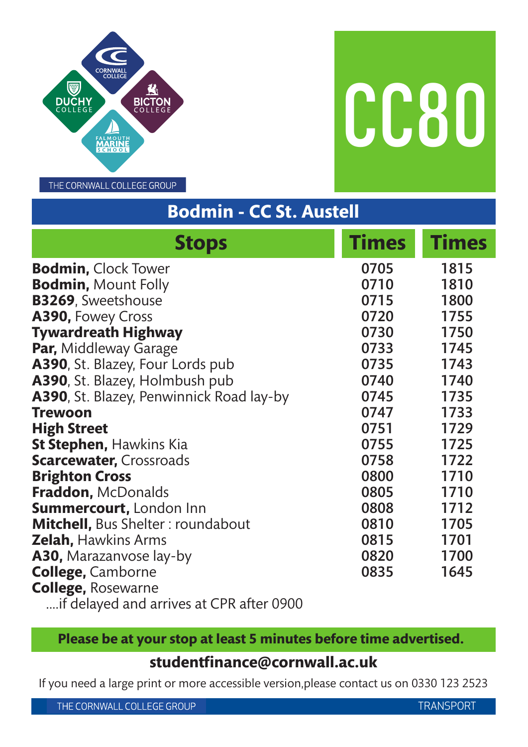THE CORNWALL COLLEGE GROUP

# CC80

## Bodmin - CC St. Austell

| Stops | Times | Times |
|---|---|---|
| **Bodmin,** Clock Tower | 0705 | 1815 |
| **Bodmin,** Mount Folly | 0710 | 1810 |
| **B3269**, Sweetshouse | 0715 | 1800 |
| **A390,** Fowey Cross | 0720 | 1755 |
| **Tywardreath Highway** | 0730 | 1750 |
| **Par,** Middleway Garage | 0733 | 1745 |
| **A390**, St. Blazey, Four Lords pub | 0735 | 1743 |
| **A390**, St. Blazey, Holmbush pub | 0740 | 1740 |
| **A390**, St. Blazey, Penwinnick Road lay-by | 0745 | 1735 |
| **Trewoon** | 0747 | 1733 |
| **High Street** | 0751 | 1729 |
| **St Stephen,** Hawkins Kia | 0755 | 1725 |
| **Scarcewater,** Crossroads | 0758 | 1722 |
| **Brighton Cross** | 0800 | 1710 |
| **Fraddon,** McDonalds | 0805 | 1710 |
| **Summercourt,** London Inn | 0808 | 1712 |
| **Mitchell,** Bus Shelter : roundabout | 0810 | 1705 |
| **Zelah,** Hawkins Arms | 0815 | 1701 |
| **A30,** Marazanvose lay-by | 0820 | 1700 |
| **College,** Camborne | 0835 | 1645 |
| **College,** Rosewarne<br>....if delayed and arrives at CPR after 0900 | | |

**Please be at your stop at least 5 minutes before time advertised.**

**studentfinance@cornwall.ac.uk**

If you need a large print or more accessible version,please contact us on 0330 123 2523

THE CORNWALL COLLEGE GROUP TRANSPORT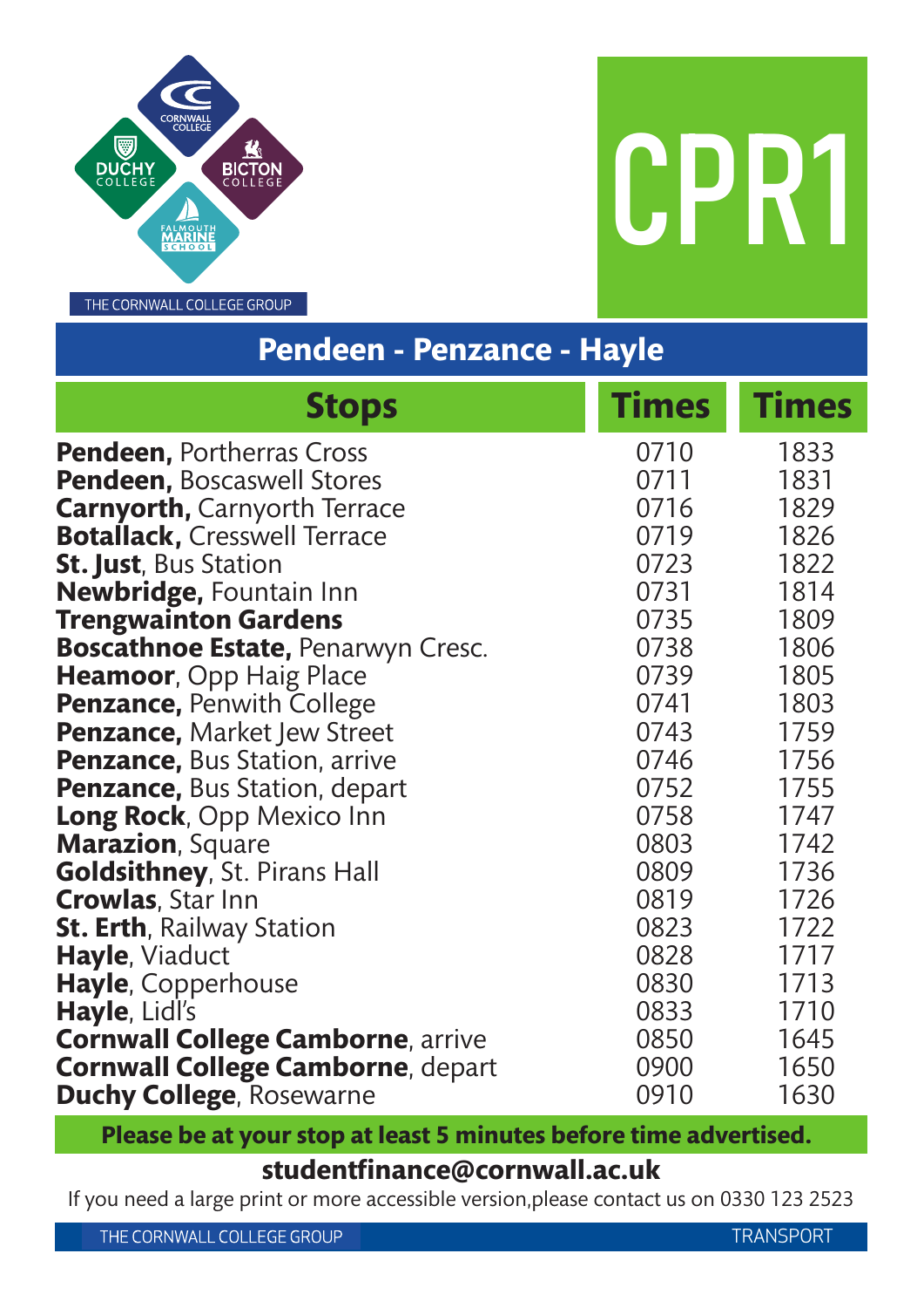THE CORNWALL COLLEGE GROUP

# CPR1

## Pendeen - Penzance - Hayle

| Stops | Times | Times |
|---|---|---|
| **Pendeen,** Portherras Cross | 0710 | 1833 |
| **Pendeen,** Boscaswell Stores | 0711 | 1831 |
| **Carnyorth,** Carnyorth Terrace | 0716 | 1829 |
| **Botallack,** Cresswell Terrace | 0719 | 1826 |
| **St. Just**, Bus Station | 0723 | 1822 |
| **Newbridge,** Fountain Inn | 0731 | 1814 |
| **Trengwainton Gardens** | 0735 | 1809 |
| **Boscathnoe Estate,** Penarwyn Cresc. | 0738 | 1806 |
| **Heamoor**, Opp Haig Place | 0739 | 1805 |
| **Penzance,** Penwith College | 0741 | 1803 |
| **Penzance,** Market Jew Street | 0743 | 1759 |
| **Penzance,** Bus Station, arrive | 0746 | 1756 |
| **Penzance,** Bus Station, depart | 0752 | 1755 |
| **Long Rock**, Opp Mexico Inn | 0758 | 1747 |
| **Marazion**, Square | 0803 | 1742 |
| **Goldsithney**, St. Pirans Hall | 0809 | 1736 |
| **Crowlas**, Star Inn | 0819 | 1726 |
| **St. Erth**, Railway Station | 0823 | 1722 |
| **Hayle**, Viaduct | 0828 | 1717 |
| **Hayle**, Copperhouse | 0830 | 1713 |
| **Hayle**, Lidl's | 0833 | 1710 |
| **Cornwall College Camborne**, arrive | 0850 | 1645 |
| **Cornwall College Camborne**, depart | 0900 | 1650 |
| **Duchy College**, Rosewarne | 0910 | 1630 |

**Please be at your stop at least 5 minutes before time advertised.**

**studentfinance@cornwall.ac.uk**

If you need a large print or more accessible version,please contact us on 0330 123 2523

THE CORNWALL COLLEGE GROUP TRANSPORT